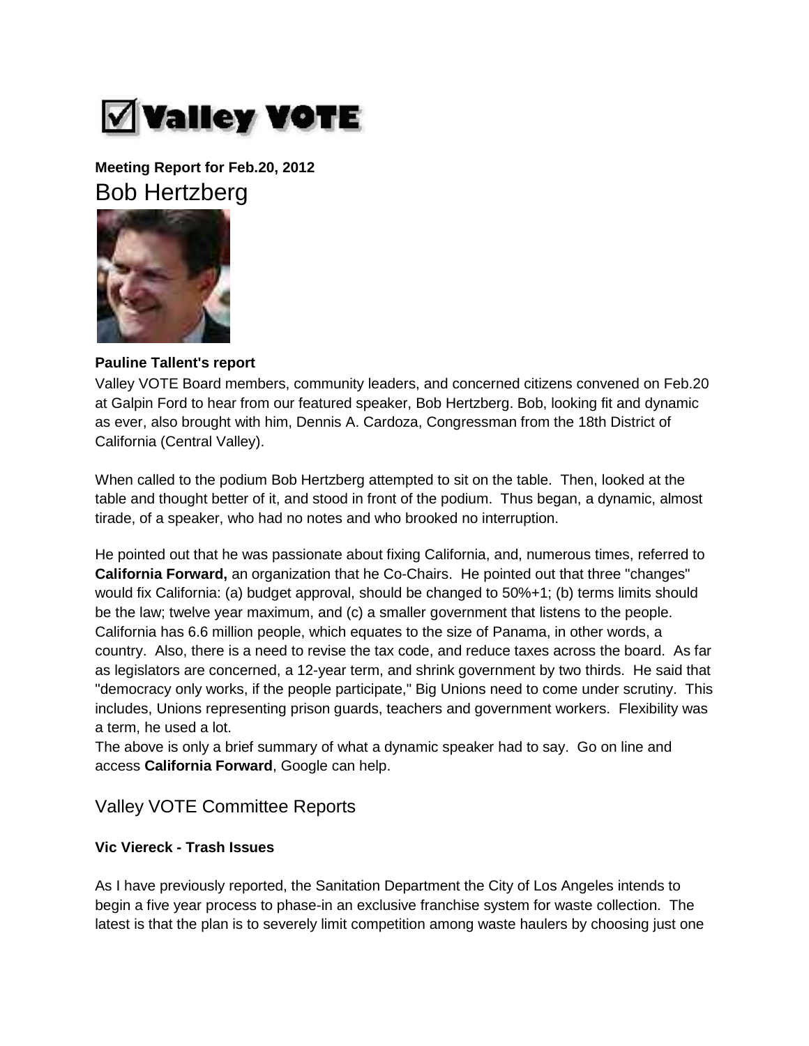# ☑ Valley VOTE

**Meeting Report for Feb.20, 2012**

## Bob Hertzberg

**Pauline Tallent's report**

Valley VOTE Board members, community leaders, and concerned citizens convened on Feb.20 at Galpin Ford to hear from our featured speaker, Bob Hertzberg. Bob, looking fit and dynamic as ever, also brought with him, Dennis A. Cardoza, Congressman from the 18th District of California (Central Valley).

When called to the podium Bob Hertzberg attempted to sit on the table. Then, looked at the table and thought better of it, and stood in front of the podium. Thus began, a dynamic, almost tirade, of a speaker, who had no notes and who brooked no interruption.

He pointed out that he was passionate about fixing California, and, numerous times, referred to **California Forward,** an organization that he Co-Chairs. He pointed out that three "changes" would fix California: (a) budget approval, should be changed to 50%+1; (b) terms limits should be the law; twelve year maximum, and (c) a smaller government that listens to the people. California has 6.6 million people, which equates to the size of Panama, in other words, a country. Also, there is a need to revise the tax code, and reduce taxes across the board. As far as legislators are concerned, a 12-year term, and shrink government by two thirds. He said that "democracy only works, if the people participate," Big Unions need to come under scrutiny. This includes, Unions representing prison guards, teachers and government workers. Flexibility was a term, he used a lot.

The above is only a brief summary of what a dynamic speaker had to say. Go on line and access **California Forward**, Google can help.

## Valley VOTE Committee Reports

**Vic Viereck - Trash Issues**

As I have previously reported, the Sanitation Department the City of Los Angeles intends to begin a five year process to phase-in an exclusive franchise system for waste collection. The latest is that the plan is to severely limit competition among waste haulers by choosing just one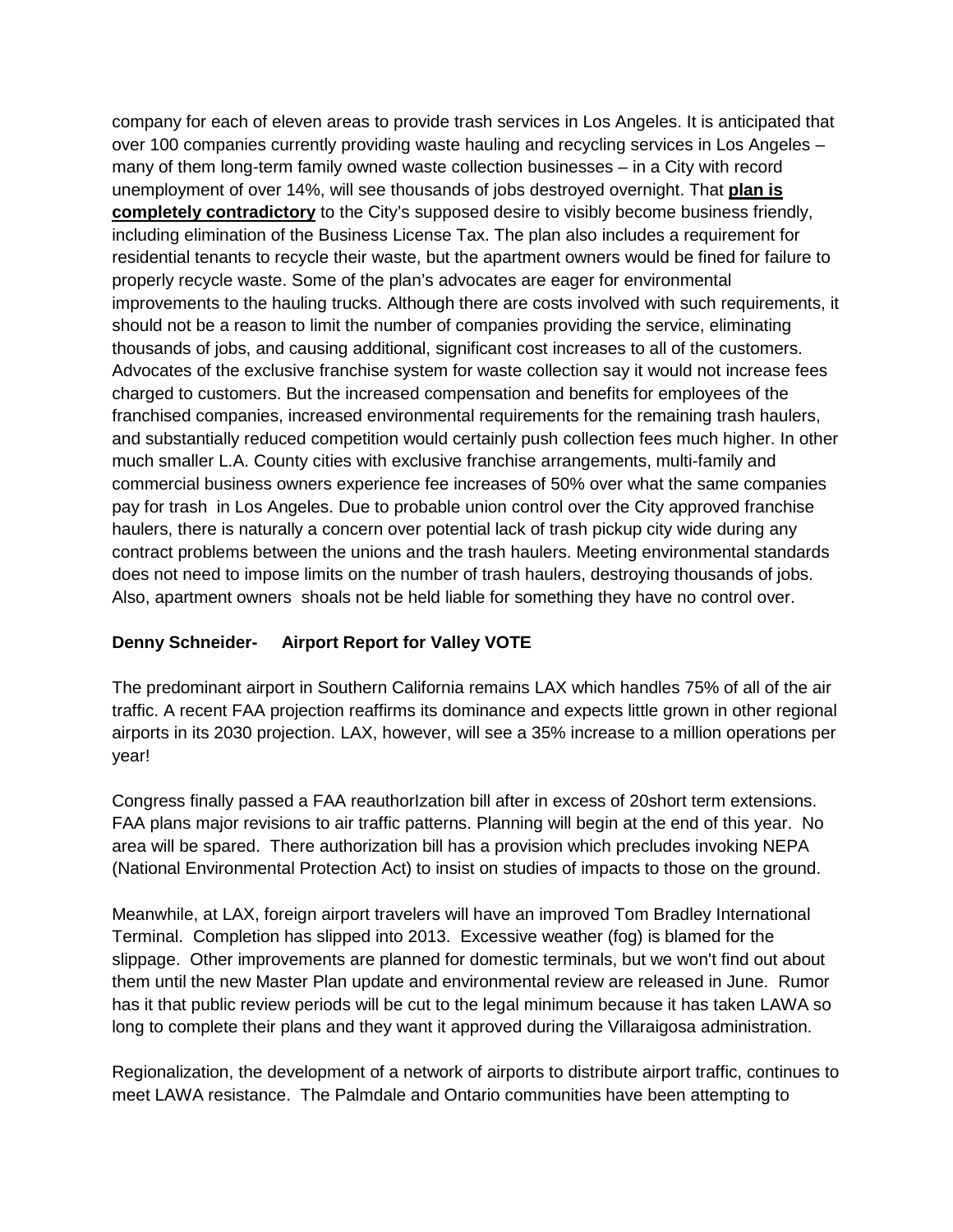company for each of eleven areas to provide trash services in Los Angeles. It is anticipated that over 100 companies currently providing waste hauling and recycling services in Los Angeles – many of them long-term family owned waste collection businesses – in a City with record unemployment of over 14%, will see thousands of jobs destroyed overnight. That **plan is completely contradictory** to the City's supposed desire to visibly become business friendly, including elimination of the Business License Tax. The plan also includes a requirement for residential tenants to recycle their waste, but the apartment owners would be fined for failure to properly recycle waste. Some of the plan's advocates are eager for environmental improvements to the hauling trucks. Although there are costs involved with such requirements, it should not be a reason to limit the number of companies providing the service, eliminating thousands of jobs, and causing additional, significant cost increases to all of the customers. Advocates of the exclusive franchise system for waste collection say it would not increase fees charged to customers. But the increased compensation and benefits for employees of the franchised companies, increased environmental requirements for the remaining trash haulers, and substantially reduced competition would certainly push collection fees much higher. In other much smaller L.A. County cities with exclusive franchise arrangements, multi-family and commercial business owners experience fee increases of 50% over what the same companies pay for trash in Los Angeles. Due to probable union control over the City approved franchise haulers, there is naturally a concern over potential lack of trash pickup city wide during any contract problems between the unions and the trash haulers. Meeting environmental standards does not need to impose limits on the number of trash haulers, destroying thousands of jobs. Also, apartment owners shoals not be held liable for something they have no control over.

**Denny Schneider- Airport Report for Valley VOTE**

The predominant airport in Southern California remains LAX which handles 75% of all of the air traffic. A recent FAA projection reaffirms its dominance and expects little grown in other regional airports in its 2030 projection. LAX, however, will see a 35% increase to a million operations per year!

Congress finally passed a FAA reauthorIzation bill after in excess of 20short term extensions. FAA plans major revisions to air traffic patterns. Planning will begin at the end of this year. No area will be spared. There authorization bill has a provision which precludes invoking NEPA (National Environmental Protection Act) to insist on studies of impacts to those on the ground.

Meanwhile, at LAX, foreign airport travelers will have an improved Tom Bradley International Terminal. Completion has slipped into 2013. Excessive weather (fog) is blamed for the slippage. Other improvements are planned for domestic terminals, but we won't find out about them until the new Master Plan update and environmental review are released in June. Rumor has it that public review periods will be cut to the legal minimum because it has taken LAWA so long to complete their plans and they want it approved during the Villaraigosa administration.

Regionalization, the development of a network of airports to distribute airport traffic, continues to meet LAWA resistance. The Palmdale and Ontario communities have been attempting to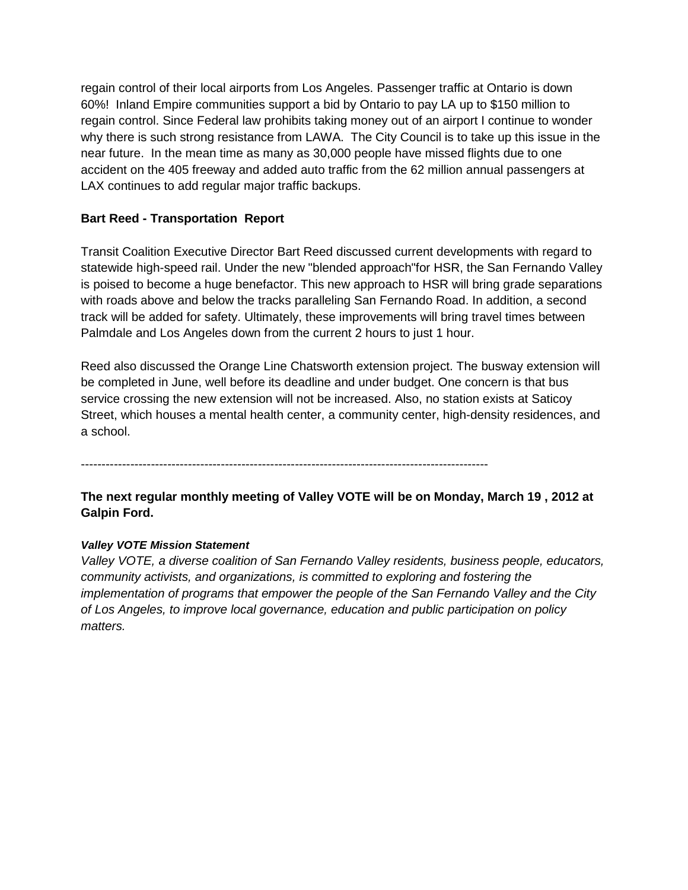regain control of their local airports from Los Angeles. Passenger traffic at Ontario is down 60%! Inland Empire communities support a bid by Ontario to pay LA up to $150 million to regain control. Since Federal law prohibits taking money out of an airport I continue to wonder why there is such strong resistance from LAWA. The City Council is to take up this issue in the near future. In the mean time as many as 30,000 people have missed flights due to one accident on the 405 freeway and added auto traffic from the 62 million annual passengers at LAX continues to add regular major traffic backups.

**Bart Reed - Transportation Report**

Transit Coalition Executive Director Bart Reed discussed current developments with regard to statewide high-speed rail. Under the new "blended approach"for HSR, the San Fernando Valley is poised to become a huge benefactor. This new approach to HSR will bring grade separations with roads above and below the tracks paralleling San Fernando Road. In addition, a second track will be added for safety. Ultimately, these improvements will bring travel times between Palmdale and Los Angeles down from the current 2 hours to just 1 hour.

Reed also discussed the Orange Line Chatsworth extension project. The busway extension will be completed in June, well before its deadline and under budget. One concern is that bus service crossing the new extension will not be increased. Also, no station exists at Saticoy Street, which houses a mental health center, a community center, high-density residences, and a school.

---

**The next regular monthly meeting of Valley VOTE will be on Monday, March 19 , 2012 at Galpin Ford.**

***Valley VOTE Mission Statement***
*Valley VOTE, a diverse coalition of San Fernando Valley residents, business people, educators, community activists, and organizations, is committed to exploring and fostering the implementation of programs that empower the people of the San Fernando Valley and the City of Los Angeles, to improve local governance, education and public participation on policy matters.*